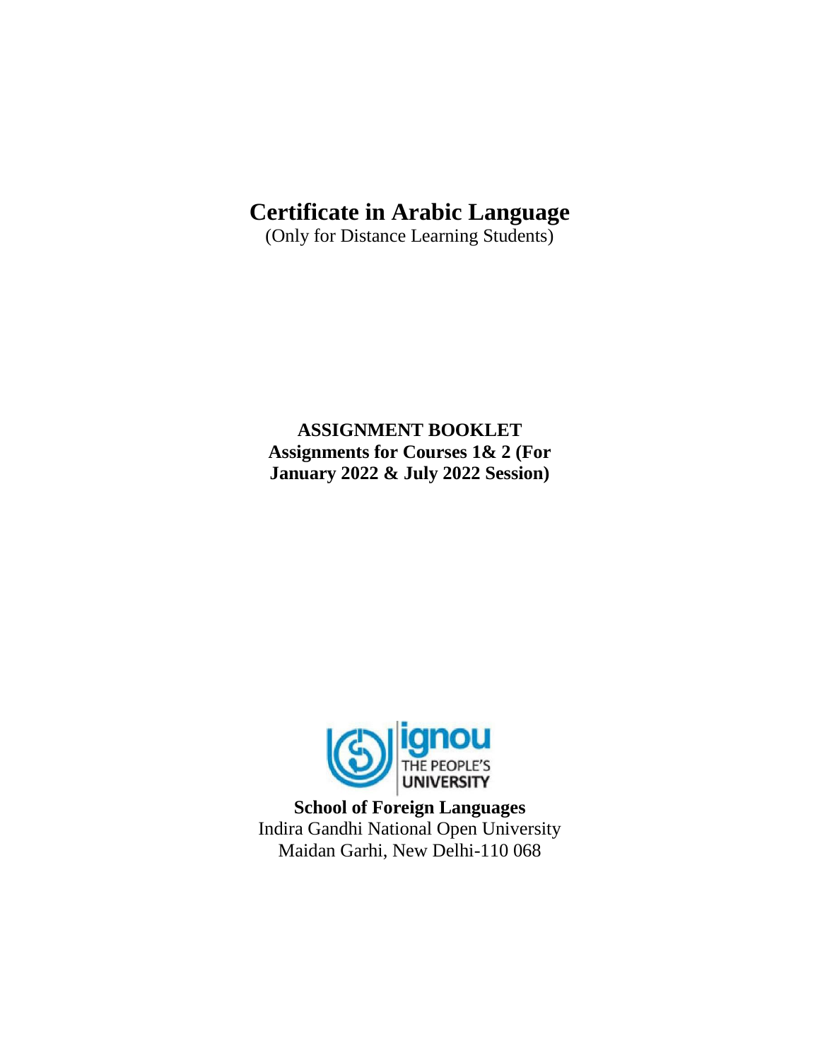# Certificate in Arabic Language

(Only for Distance Learning Students)

**ASSIGNMENT BOOKLET**
**Assignments for Courses 1& 2 (For January 2022 & July 2022 Session)**

ignou
THE PEOPLE'S
UNIVERSITY

**School of Foreign Languages**
Indira Gandhi National Open University
Maidan Garhi, New Delhi-110 068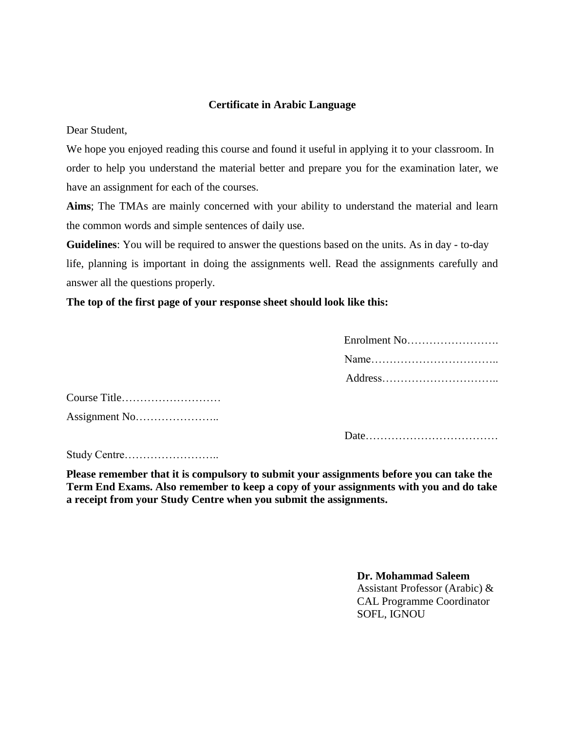**Certificate in Arabic Language**

Dear Student,

We hope you enjoyed reading this course and found it useful in applying it to your classroom. In order to help you understand the material better and prepare you for the examination later, we have an assignment for each of the courses.

**Aims**; The TMAs are mainly concerned with your ability to understand the material and learn the common words and simple sentences of daily use.

**Guidelines**: You will be required to answer the questions based on the units. As in day - to-day life, planning is important in doing the assignments well. Read the assignments carefully and answer all the questions properly.

**The top of the first page of your response sheet should look like this:**

Enrolment No…………………….

Name……………………………..

Address…………………………..

Course Title………………………

Assignment No…………………..

Date………………………………

Study Centre……………………..

**Please remember that it is compulsory to submit your assignments before you can take the Term End Exams. Also remember to keep a copy of your assignments with you and do take a receipt from your Study Centre when you submit the assignments.**

**Dr. Mohammad Saleem**
Assistant Professor (Arabic) &
CAL Programme Coordinator
SOFL, IGNOU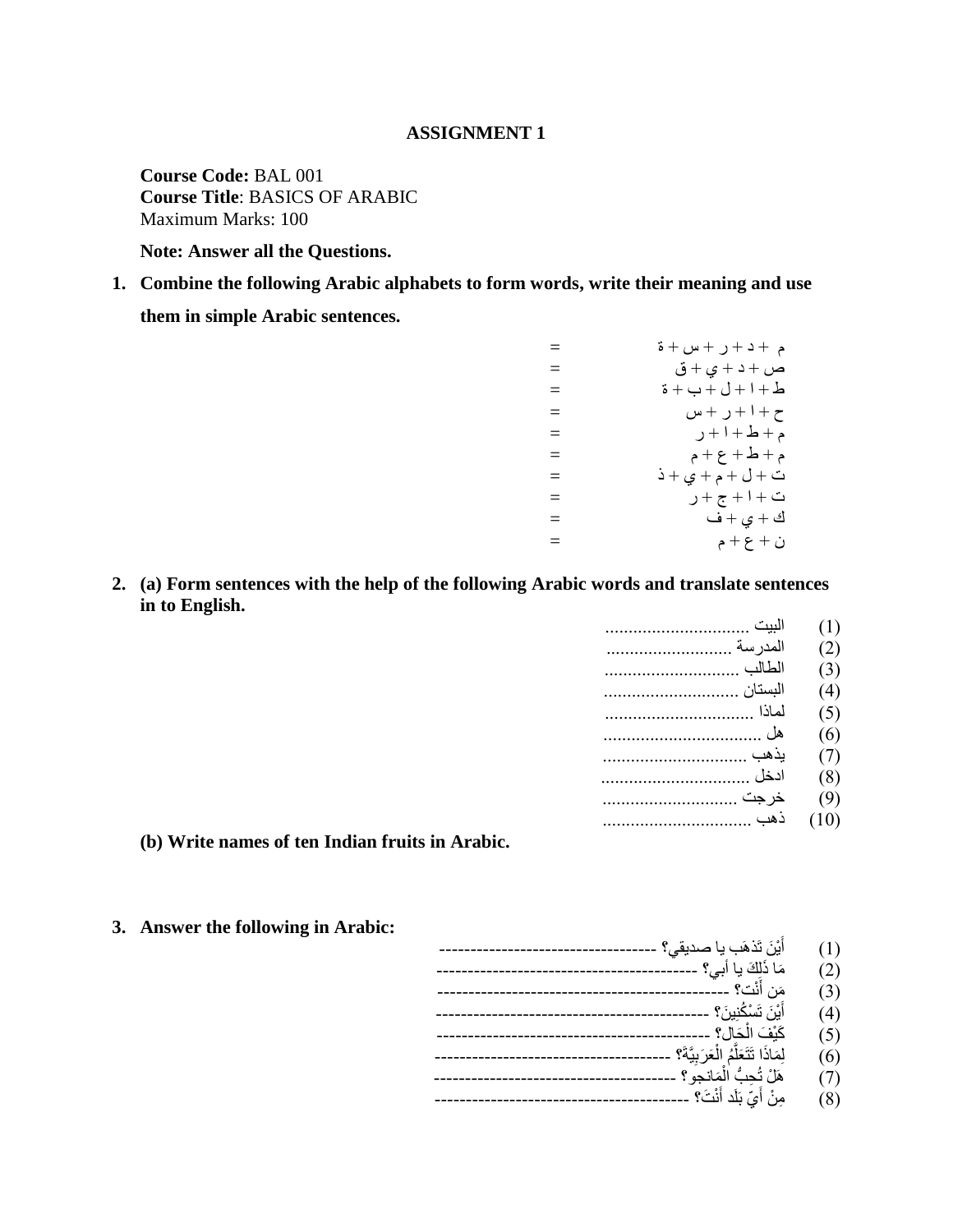**ASSIGNMENT 1**

**Course Code:** BAL 001
**Course Title**: BASICS OF ARABIC
Maximum Marks: 100

**Note: Answer all the Questions.**

1. **Combine the following Arabic alphabets to form words, write their meaning and use them in simple Arabic sentences.**

م + د + ر + س + ة =
ص + د + ي + ق =
ط + ا + ل + ب + ة =
ح + ا + ر + س =
م + ط + ا + ر =
م + ط + ع + م =
ت + ل + م + ي + ذ =
ت + ا + ج + ر =
ك + ي + ف =
ن + ع + م =

2. **(a) Form sentences with the help of the following Arabic words and translate sentences in to English.**

(1) البيت ..............................
(2) المدرسة ..........................
(3) الطالب ............................
(4) البستان ............................
(5) لماذا ...............................
(6) هل .................................
(7) يذهب ..............................
(8) ادخل ...............................
(9) خرجت ............................
(10) ذهب ...............................

**(b) Write names of ten Indian fruits in Arabic.**

3. **Answer the following in Arabic:**

(1) أَيْنَ تَذهَب يا صديقي؟ ------------------------------------
(2) مَا ذَلِكَ يا أبي؟ ------------------------------------------
(3) مَن أَنْت؟ -----------------------------------------------
(4) أَيْنَ تَسْكُنِينَ؟ -------------------------------------------
(5) كَيْفَ الْحَال؟ ---------------------------------------------
(6) لِمَاذَا تَتَعَلَّمُ الْعَرَبِيَّةَ؟ -------------------------------------
(7) هَلْ تُحِبُّ الْمَانجو؟ ----------------------------------------
(8) مِنْ أَيِّ بَلَد أَنْتَ؟ -------------------------------------------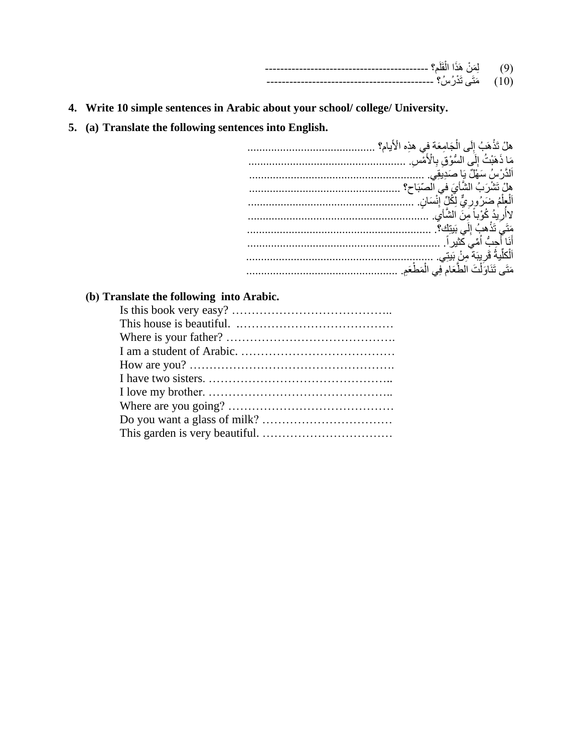(9) لِمَنْ هَذَا الْقَلَمِ؟ ------------------------------------------

(10) مَتَى تَدْرُسُ؟ ------------------------------------------

**4. Write 10 simple sentences in Arabic about your school/ college/ University.**

**5. (a) Translate the following sentences into English.**

هلْ تَذْهَبُ إِلَى الْجَامِعَة في هذِه الأيام؟ ..........................................

مَا ذَهَبْتُ إِلَى السُّوْقِ بِالْأَمْسِ. ....................................................

اَلدَّرْسُ سَهْلٌ يَا صَدِيقِي. ..........................................................

هلْ تَشْرَبُ الشَّايَ في الصّبَاح؟ ..................................................

اَلْعِلْمُ ضَرُورِيٌّ لِكُلِّ إِنْسَانٍ. .......................................................

لاأُرِيدُ كُوْباً مِنَ الشَّاي. ............................................................

مَتَى تَذْهبُ إِلَى بَيتِك؟. .............................................................

أَنَا أُحِبُّ أُمِّي كثيراً. ................................................................

اَلْكلِّيةُ قَرِيبَةٌ مِنْ بَيتِي. ..............................................................

مَتَى تَنَاوَلْتَ الطَّعَام فِي الْمَطْعَمِ. ..................................................

**(b) Translate the following into Arabic.**

Is this book very easy? …………………………………..

This house is beautiful. …………………………………

Where is your father? …………………………………….

I am a student of Arabic. …………………………………

How are you? …………………………………………….

I have two sisters. ………………………………………..

I love my brother. ………………………………………..

Where are you going? ……………………………………

Do you want a glass of milk? ……………………………

This garden is very beautiful. ……………………………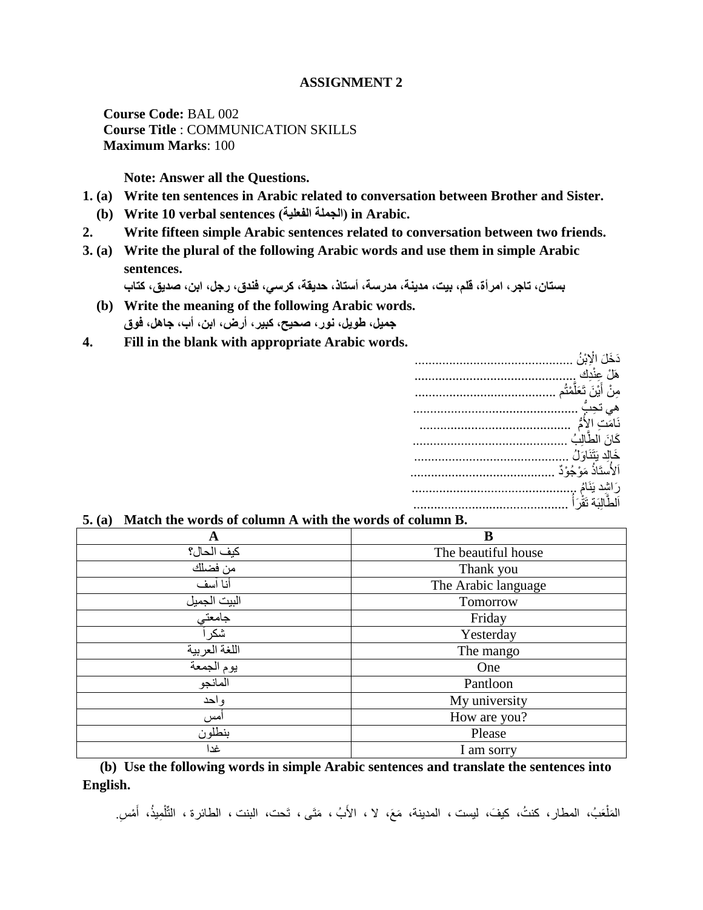**ASSIGNMENT 2**

**Course Code:** BAL 002
**Course Title** : COMMUNICATION SKILLS
**Maximum Marks**: 100

**Note: Answer all the Questions.**

**1. (a) Write ten sentences in Arabic related to conversation between Brother and Sister.**

**(b) Write 10 verbal sentences (الجملة الفعلية) in Arabic.**

**2. Write fifteen simple Arabic sentences related to conversation between two friends.**

**3. (a) Write the plural of the following Arabic words and use them in simple Arabic sentences.**

**بستان، تاجر، امرأة، قلم، بيت، مدينة، مدرسة، أستاذ، حديقة، كرسي، فندق، رجل، ابن، صديق، كتاب**

**(b) Write the meaning of the following Arabic words.**

**جميل، طويل، نور، صحيح، كبير، أرض، ابن، أب، جاهل، فوق**

**4. Fill in the blank with appropriate Arabic words.**

دَخَلَ الْإِبْنُ .............................................

هَلْ عِنْدِك .............................................

مِنْ أَيْنَ تَعَلَّمْتُم ........................................

هي تحِبُّ ...............................................

نَامَتِ الأُمُّ ...........................................

كَانَ الطَّالِبُ ...........................................

خَالِد يَتَنَاوَلُ ..........................................

اَلأُستَاذُ مَوْجُوْدٌ .......................................

رَاشِد يَنَامُ .............................................

اَلطَّالِبَة تَقْرَأُ ...........................................

**5. (a) Match the words of column A with the words of column B.**

| A | B |
|---|---|
| كيف الحال؟ | The beautiful house |
| من فضلك | Thank you |
| أنا آسف | The Arabic language |
| البيت الجميل | Tomorrow |
| جامعتي | Friday |
| شكراً | Yesterday |
| اللغة العربية | The mango |
| يوم الجمعة | One |
| المانجو | Pantloon |
| واحد | My university |
| أمس | How are you? |
| بنطلون | Please |
| غدا | I am sorry |

**(b) Use the following words in simple Arabic sentences and translate the sentences into English.**

المَلْعَبُ، المطار، كنتُ، كيفَ، ليست ، المدينة، مَعَ، لا ، الأَبُ ، مَتَى ، تَحت، البنت ، الطائرة ، التِّلْمِيذُ، أَمْسِ.